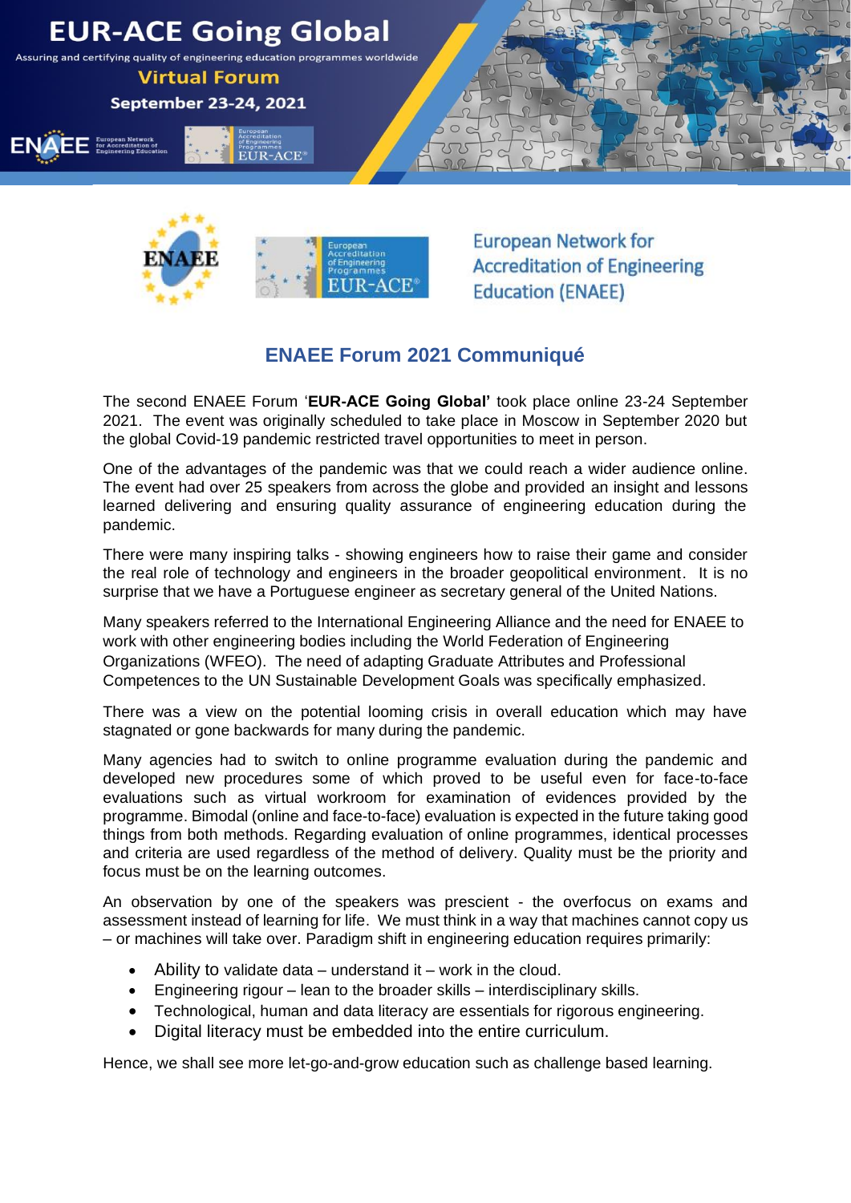# EUR-ACE Going Global

Assuring and certifying quality of engineering education programmes worldwide

**Virtual Forum**

**September 23-24, 2021**

European Network for Accreditation of Engineering Education (ENAEE)

## ENAEE Forum 2021 Communiqué

The second ENAEE Forum '**EUR-ACE Going Global'** took place online 23-24 September 2021. The event was originally scheduled to take place in Moscow in September 2020 but the global Covid-19 pandemic restricted travel opportunities to meet in person.

One of the advantages of the pandemic was that we could reach a wider audience online. The event had over 25 speakers from across the globe and provided an insight and lessons learned delivering and ensuring quality assurance of engineering education during the pandemic.

There were many inspiring talks - showing engineers how to raise their game and consider the real role of technology and engineers in the broader geopolitical environment. It is no surprise that we have a Portuguese engineer as secretary general of the United Nations.

Many speakers referred to the International Engineering Alliance and the need for ENAEE to work with other engineering bodies including the World Federation of Engineering Organizations (WFEO). The need of adapting Graduate Attributes and Professional Competences to the UN Sustainable Development Goals was specifically emphasized.

There was a view on the potential looming crisis in overall education which may have stagnated or gone backwards for many during the pandemic.

Many agencies had to switch to online programme evaluation during the pandemic and developed new procedures some of which proved to be useful even for face-to-face evaluations such as virtual workroom for examination of evidences provided by the programme. Bimodal (online and face-to-face) evaluation is expected in the future taking good things from both methods. Regarding evaluation of online programmes, identical processes and criteria are used regardless of the method of delivery. Quality must be the priority and focus must be on the learning outcomes.

An observation by one of the speakers was prescient - the overfocus on exams and assessment instead of learning for life. We must think in a way that machines cannot copy us – or machines will take over. Paradigm shift in engineering education requires primarily:

- Ability to validate data – understand it – work in the cloud.
- Engineering rigour – lean to the broader skills – interdisciplinary skills.
- Technological, human and data literacy are essentials for rigorous engineering.
- Digital literacy must be embedded into the entire curriculum.

Hence, we shall see more let-go-and-grow education such as challenge based learning.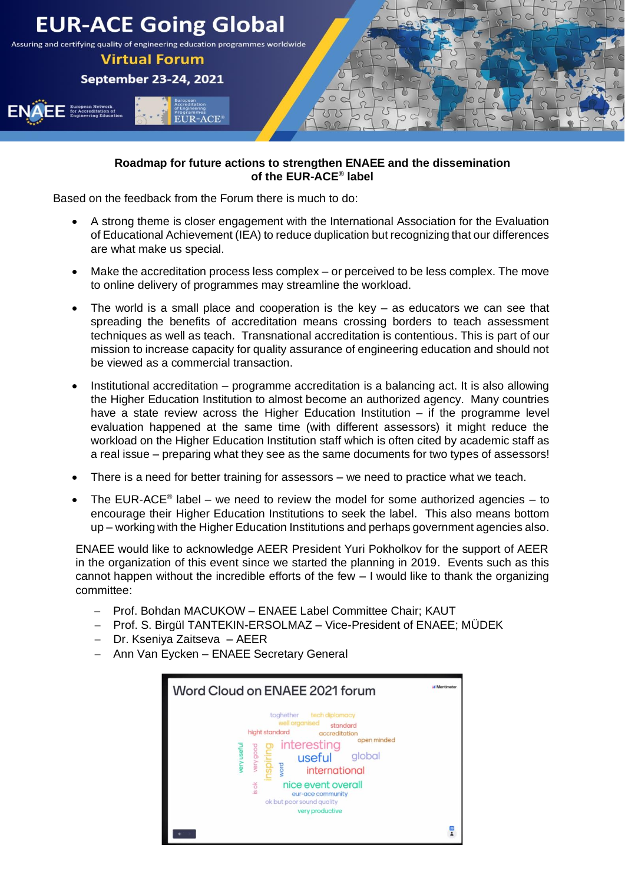# EUR-ACE Going Global

Assuring and certifying quality of engineering education programmes worldwide

**Virtual Forum**

**September 23-24, 2021**

## Roadmap for future actions to strengthen ENAEE and the dissemination of the EUR-ACE® label

Based on the feedback from the Forum there is much to do:

- A strong theme is closer engagement with the International Association for the Evaluation of Educational Achievement (IEA) to reduce duplication but recognizing that our differences are what make us special.
- Make the accreditation process less complex – or perceived to be less complex. The move to online delivery of programmes may streamline the workload.
- The world is a small place and cooperation is the key – as educators we can see that spreading the benefits of accreditation means crossing borders to teach assessment techniques as well as teach. Transnational accreditation is contentious. This is part of our mission to increase capacity for quality assurance of engineering education and should not be viewed as a commercial transaction.
- Institutional accreditation – programme accreditation is a balancing act. It is also allowing the Higher Education Institution to almost become an authorized agency. Many countries have a state review across the Higher Education Institution – if the programme level evaluation happened at the same time (with different assessors) it might reduce the workload on the Higher Education Institution staff which is often cited by academic staff as a real issue – preparing what they see as the same documents for two types of assessors!
- There is a need for better training for assessors – we need to practice what we teach.
- The EUR-ACE® label – we need to review the model for some authorized agencies – to encourage their Higher Education Institutions to seek the label. This also means bottom up – working with the Higher Education Institutions and perhaps government agencies also.

ENAEE would like to acknowledge AEER President Yuri Pokholkov for the support of AEER in the organization of this event since we started the planning in 2019. Events such as this cannot happen without the incredible efforts of the few – I would like to thank the organizing committee:

- Prof. Bohdan MACUKOW – ENAEE Label Committee Chair; KAUT
- Prof. S. Birgül TANTEKIN-ERSOLMAZ – Vice-President of ENAEE; MÜDEK
- Dr. Kseniya Zaitseva – AEER
- Ann Van Eycken – ENAEE Secretary General

Word Cloud on ENAEE 2021 forum

toghether
tech diplomacy
well organised
standard
hight standard
accreditation
open minded
interesting
useful
global
international
very useful
very good
inspiring
word
nice event overall
eur-ace community
is ok
ok but poor sound quality
very productive